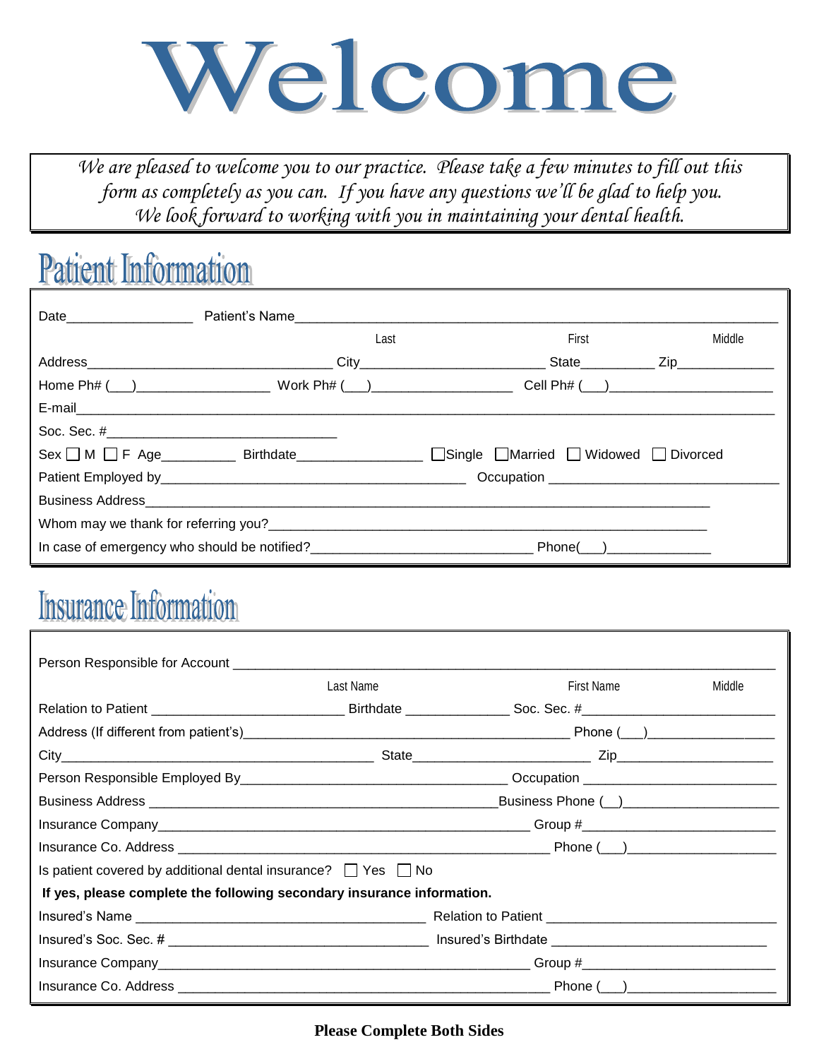# Welcome

*We are pleased to welcome you to our practice. Please take a few minutes to fill out this form as completely as you can. If you have any questions we'll be glad to help you. We look forward to working with you in maintaining your dental health.*

## Patient Information

Date_________________ Patient's Name______________________________________________________________________

Last First Middle

Address_________________________________ City_________________________ State__________ Zip_____________

Home Ph# (___)__________________ Work Ph# (___)___________________ Cell Ph# (___)______________________

E-mail_____________________________________________________________________________________________

Soc. Sec. #_______________________________

Sex ☐ M ☐ F Age__________ Birthdate_________________ ☐Single ☐Married ☐ Widowed ☐ Divorced

Patient Employed by_________________________________________ Occupation _______________________________

Business Address_________________________________________________________________________

Whom may we thank for referring you?_____________________________________________________________

In case of emergency who should be notified?______________________________ Phone(___)______________

## Insurance Information

Person Responsible for Account ______________________________________________________________________

Last Name First Name Middle

Relation to Patient _________________________ Birthdate ______________ Soc. Sec. #__________________________

Address (If different from patient's)____________________________________________ Phone (___)_________________

City___________________________________________ State________________________ Zip_____________________

Person Responsible Employed By____________________________________ Occupation __________________________

Business Address _______________________________________________Business Phone (__)_____________________

Insurance Company________________________________________________ Group #__________________________

Insurance Co. Address __________________________________________________ Phone (___)____________________

Is patient covered by additional dental insurance? ☐ Yes ☐ No

**If yes, please complete the following secondary insurance information.**

Insured's Name _______________________________________ Relation to Patient _______________________________

Insured's Soc. Sec. # __________________________________ Insured's Birthdate ____________________________

Insurance Company________________________________________________ Group #__________________________

Insurance Co. Address __________________________________________________ Phone (___)____________________

**Please Complete Both Sides**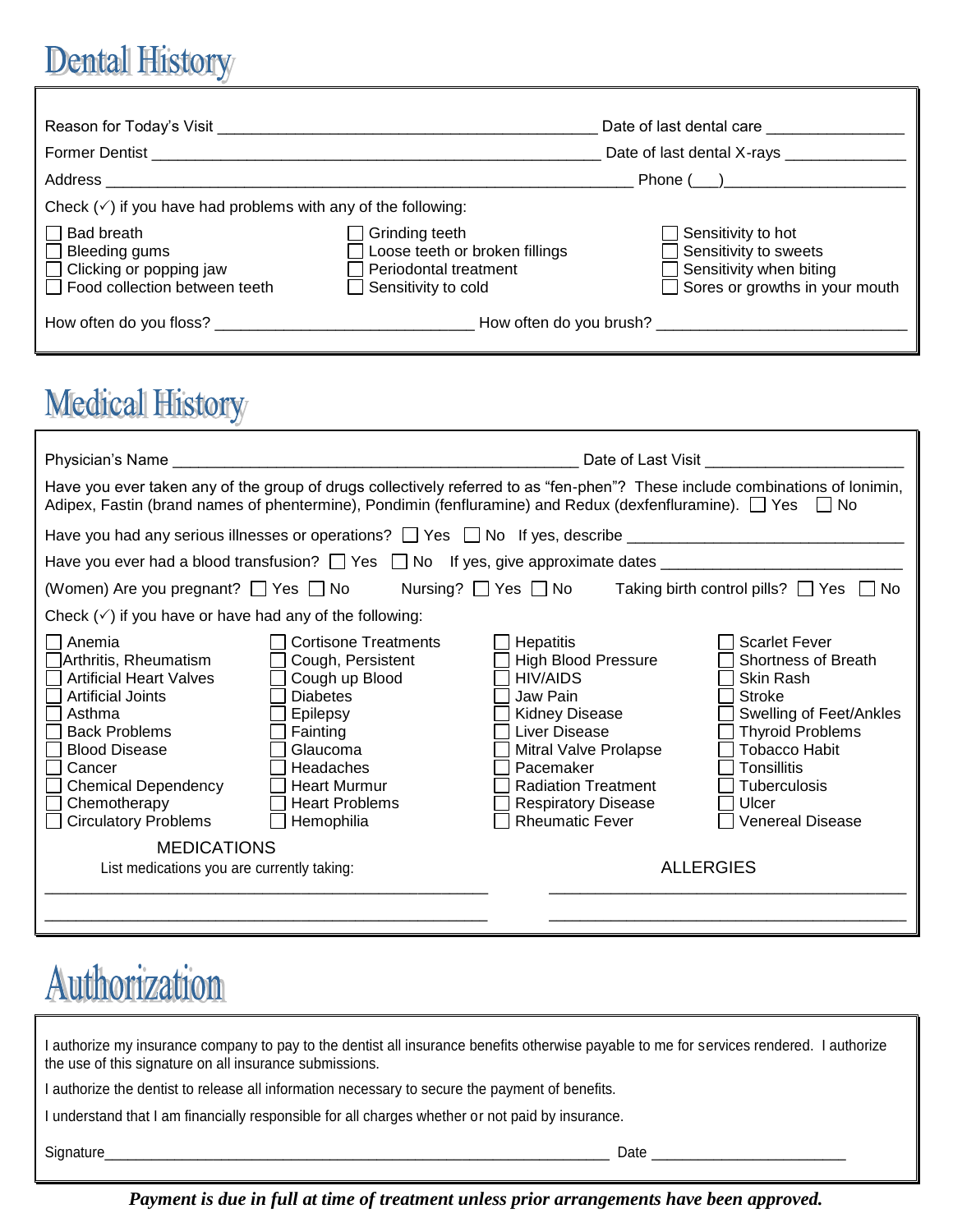# Dental History

Reason for Today's Visit ___________________________________________ Date of last dental care _______________

Former Dentist ___________________________________________________ Date of last dental X-rays _____________

Address ___________________________________________________________ Phone (___)____________________

Check (✓) if you have had problems with any of the following:

| | | |
|---|---|---|
| ☐ Bad breath | ☐ Grinding teeth | ☐ Sensitivity to hot |
| ☐ Bleeding gums | ☐ Loose teeth or broken fillings | ☐ Sensitivity to sweets |
| ☐ Clicking or popping jaw | ☐ Periodontal treatment | ☐ Sensitivity when biting |
| ☐ Food collection between teeth | ☐ Sensitivity to cold | ☐ Sores or growths in your mouth |

How often do you floss? ____________________________ How often do you brush? ____________________________

# Medical History

Physician's Name ______________________________________________ Date of Last Visit ______________________

Have you ever taken any of the group of drugs collectively referred to as "fen-phen"? These include combinations of Ionimin, Adipex, Fastin (brand names of phentermine), Pondimin (fenfluramine) and Redux (dexfenfluramine). ☐ Yes ☐ No

Have you had any serious illnesses or operations? ☐ Yes ☐ No If yes, describe _______________________________

Have you ever had a blood transfusion? ☐ Yes ☐ No If yes, give approximate dates ___________________________

(Women) Are you pregnant? ☐ Yes ☐ No Nursing? ☐ Yes ☐ No Taking birth control pills? ☐ Yes ☐ No

Check (✓) if you have or have had any of the following:

| | | | |
|---|---|---|---|
| ☐ Anemia | ☐ Cortisone Treatments | ☐ Hepatitis | ☐ Scarlet Fever |
| ☐ Arthritis, Rheumatism | ☐ Cough, Persistent | ☐ High Blood Pressure | ☐ Shortness of Breath |
| ☐ Artificial Heart Valves | ☐ Cough up Blood | ☐ HIV/AIDS | ☐ Skin Rash |
| ☐ Artificial Joints | ☐ Diabetes | ☐ Jaw Pain | ☐ Stroke |
| ☐ Asthma | ☐ Epilepsy | ☐ Kidney Disease | ☐ Swelling of Feet/Ankles |
| ☐ Back Problems | ☐ Fainting | ☐ Liver Disease | ☐ Thyroid Problems |
| ☐ Blood Disease | ☐ Glaucoma | ☐ Mitral Valve Prolapse | ☐ Tobacco Habit |
| ☐ Cancer | ☐ Headaches | ☐ Pacemaker | ☐ Tonsillitis |
| ☐ Chemical Dependency | ☐ Heart Murmur | ☐ Radiation Treatment | ☐ Tuberculosis |
| ☐ Chemotherapy | ☐ Heart Problems | ☐ Respiratory Disease | ☐ Ulcer |
| ☐ Circulatory Problems | ☐ Hemophilia | ☐ Rheumatic Fever | ☐ Venereal Disease |

MEDICATIONS

List medications you are currently taking:

_________________________________________________

_________________________________________________

ALLERGIES

_________________________________________________

_________________________________________________

# Authorization

I authorize my insurance company to pay to the dentist all insurance benefits otherwise payable to me for services rendered. I authorize the use of this signature on all insurance submissions.

I authorize the dentist to release all information necessary to secure the payment of benefits.

I understand that I am financially responsible for all charges whether or not paid by insurance.

Signature_________________________________________________________________ Date ________________________

***Payment is due in full at time of treatment unless prior arrangements have been approved.***